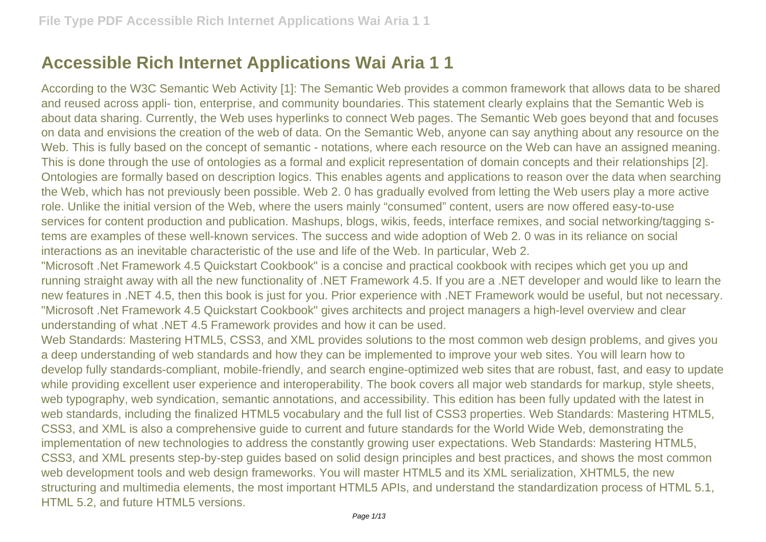# Accessible Rich Internet Applications Wai Aria 1 1

According to the W3C Semantic Web Activity [1]: The Semantic Web provides a common framework that allows data to be shared and reused across appli- tion, enterprise, and community boundaries. This statement clearly explains that the Semantic Web is about data sharing. Currently, the Web uses hyperlinks to connect Web pages. The Semantic Web goes beyond that and focuses on data and envisions the creation of the web of data. On the Semantic Web, anyone can say anything about any resource on the Web. This is fully based on the concept of semantic - notations, where each resource on the Web can have an assigned meaning. This is done through the use of ontologies as a formal and explicit representation of domain concepts and their relationships [2]. Ontologies are formally based on description logics. This enables agents and applications to reason over the data when searching the Web, which has not previously been possible. Web 2. 0 has gradually evolved from letting the Web users play a more active role. Unlike the initial version of the Web, where the users mainly "consumed" content, users are now offered easy-to-use services for content production and publication. Mashups, blogs, wikis, feeds, interface remixes, and social networking/tagging s- tems are examples of these well-known services. The success and wide adoption of Web 2. 0 was in its reliance on social interactions as an inevitable characteristic of the use and life of the Web. In particular, Web 2.

"Microsoft .Net Framework 4.5 Quickstart Cookbook" is a concise and practical cookbook with recipes which get you up and running straight away with all the new functionality of .NET Framework 4.5. If you are a .NET developer and would like to learn the new features in .NET 4.5, then this book is just for you. Prior experience with .NET Framework would be useful, but not necessary. "Microsoft .Net Framework 4.5 Quickstart Cookbook" gives architects and project managers a high-level overview and clear understanding of what .NET 4.5 Framework provides and how it can be used.

Web Standards: Mastering HTML5, CSS3, and XML provides solutions to the most common web design problems, and gives you a deep understanding of web standards and how they can be implemented to improve your web sites. You will learn how to develop fully standards-compliant, mobile-friendly, and search engine-optimized web sites that are robust, fast, and easy to update while providing excellent user experience and interoperability. The book covers all major web standards for markup, style sheets, web typography, web syndication, semantic annotations, and accessibility. This edition has been fully updated with the latest in web standards, including the finalized HTML5 vocabulary and the full list of CSS3 properties. Web Standards: Mastering HTML5, CSS3, and XML is also a comprehensive guide to current and future standards for the World Wide Web, demonstrating the implementation of new technologies to address the constantly growing user expectations. Web Standards: Mastering HTML5, CSS3, and XML presents step-by-step guides based on solid design principles and best practices, and shows the most common web development tools and web design frameworks. You will master HTML5 and its XML serialization, XHTML5, the new structuring and multimedia elements, the most important HTML5 APIs, and understand the standardization process of HTML 5.1, HTML 5.2, and future HTML5 versions.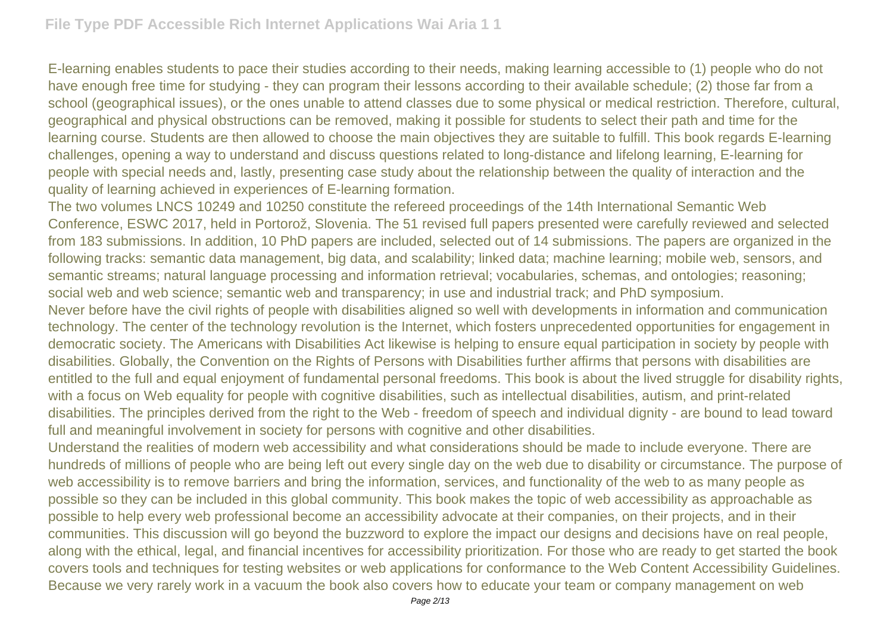E-learning enables students to pace their studies according to their needs, making learning accessible to (1) people who do not have enough free time for studying - they can program their lessons according to their available schedule; (2) those far from a school (geographical issues), or the ones unable to attend classes due to some physical or medical restriction. Therefore, cultural, geographical and physical obstructions can be removed, making it possible for students to select their path and time for the learning course. Students are then allowed to choose the main objectives they are suitable to fulfill. This book regards E-learning challenges, opening a way to understand and discuss questions related to long-distance and lifelong learning, E-learning for people with special needs and, lastly, presenting case study about the relationship between the quality of interaction and the quality of learning achieved in experiences of E-learning formation.

The two volumes LNCS 10249 and 10250 constitute the refereed proceedings of the 14th International Semantic Web Conference, ESWC 2017, held in Portorož, Slovenia. The 51 revised full papers presented were carefully reviewed and selected from 183 submissions. In addition, 10 PhD papers are included, selected out of 14 submissions. The papers are organized in the following tracks: semantic data management, big data, and scalability; linked data; machine learning; mobile web, sensors, and semantic streams; natural language processing and information retrieval; vocabularies, schemas, and ontologies; reasoning; social web and web science; semantic web and transparency; in use and industrial track; and PhD symposium.

Never before have the civil rights of people with disabilities aligned so well with developments in information and communication technology. The center of the technology revolution is the Internet, which fosters unprecedented opportunities for engagement in democratic society. The Americans with Disabilities Act likewise is helping to ensure equal participation in society by people with disabilities. Globally, the Convention on the Rights of Persons with Disabilities further affirms that persons with disabilities are entitled to the full and equal enjoyment of fundamental personal freedoms. This book is about the lived struggle for disability rights, with a focus on Web equality for people with cognitive disabilities, such as intellectual disabilities, autism, and print-related disabilities. The principles derived from the right to the Web - freedom of speech and individual dignity - are bound to lead toward full and meaningful involvement in society for persons with cognitive and other disabilities.

Understand the realities of modern web accessibility and what considerations should be made to include everyone. There are hundreds of millions of people who are being left out every single day on the web due to disability or circumstance. The purpose of web accessibility is to remove barriers and bring the information, services, and functionality of the web to as many people as possible so they can be included in this global community. This book makes the topic of web accessibility as approachable as possible to help every web professional become an accessibility advocate at their companies, on their projects, and in their communities. This discussion will go beyond the buzzword to explore the impact our designs and decisions have on real people, along with the ethical, legal, and financial incentives for accessibility prioritization. For those who are ready to get started the book covers tools and techniques for testing websites or web applications for conformance to the Web Content Accessibility Guidelines. Because we very rarely work in a vacuum the book also covers how to educate your team or company management on web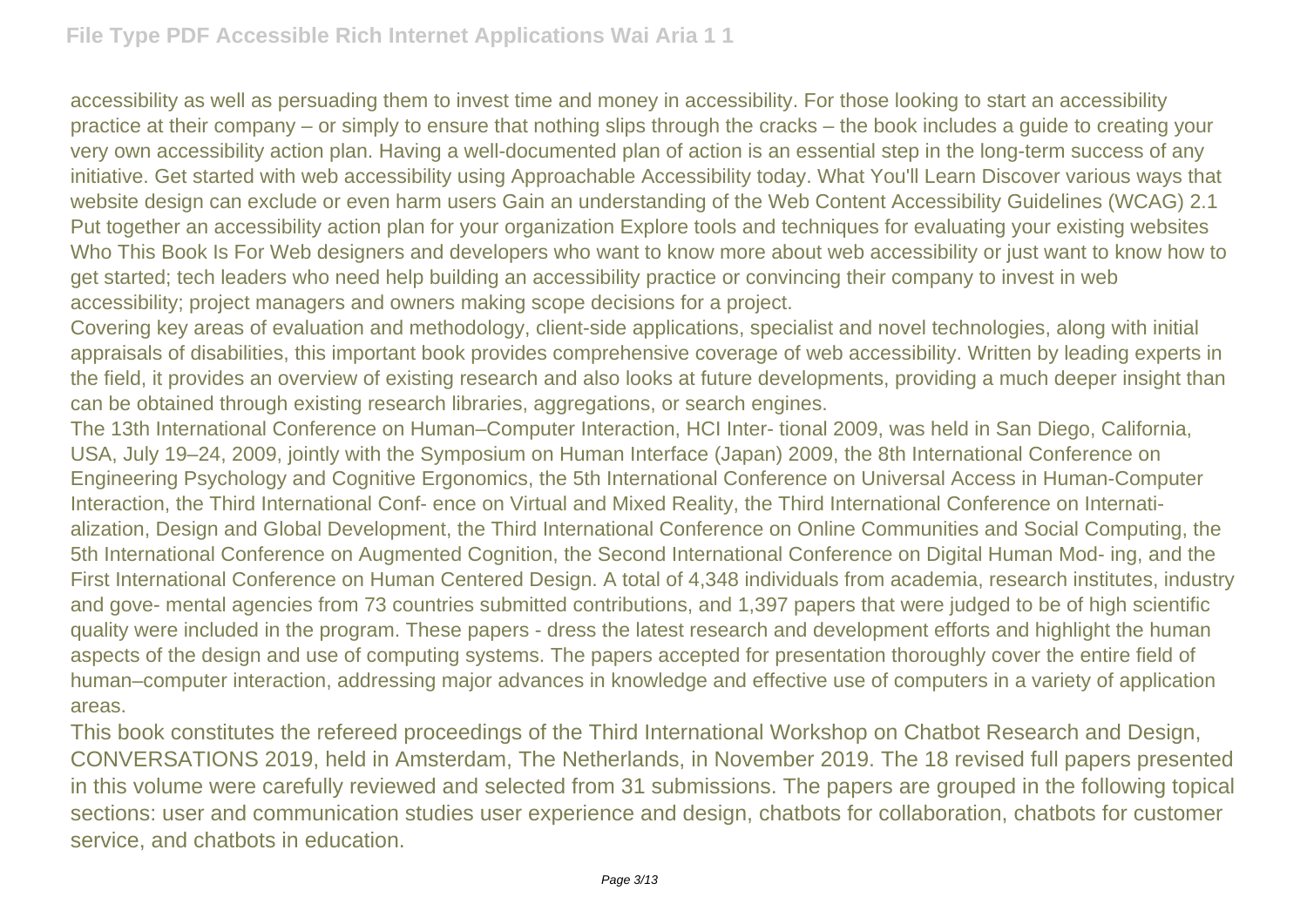accessibility as well as persuading them to invest time and money in accessibility. For those looking to start an accessibility practice at their company – or simply to ensure that nothing slips through the cracks – the book includes a guide to creating your very own accessibility action plan. Having a well-documented plan of action is an essential step in the long-term success of any initiative. Get started with web accessibility using Approachable Accessibility today. What You'll Learn Discover various ways that website design can exclude or even harm users Gain an understanding of the Web Content Accessibility Guidelines (WCAG) 2.1 Put together an accessibility action plan for your organization Explore tools and techniques for evaluating your existing websites Who This Book Is For Web designers and developers who want to know more about web accessibility or just want to know how to get started; tech leaders who need help building an accessibility practice or convincing their company to invest in web accessibility; project managers and owners making scope decisions for a project.

Covering key areas of evaluation and methodology, client-side applications, specialist and novel technologies, along with initial appraisals of disabilities, this important book provides comprehensive coverage of web accessibility. Written by leading experts in the field, it provides an overview of existing research and also looks at future developments, providing a much deeper insight than can be obtained through existing research libraries, aggregations, or search engines.

The 13th International Conference on Human–Computer Interaction, HCI Inter- tional 2009, was held in San Diego, California, USA, July 19–24, 2009, jointly with the Symposium on Human Interface (Japan) 2009, the 8th International Conference on Engineering Psychology and Cognitive Ergonomics, the 5th International Conference on Universal Access in Human-Computer Interaction, the Third International Conf- ence on Virtual and Mixed Reality, the Third International Conference on Internati- alization, Design and Global Development, the Third International Conference on Online Communities and Social Computing, the 5th International Conference on Augmented Cognition, the Second International Conference on Digital Human Mod- ing, and the First International Conference on Human Centered Design. A total of 4,348 individuals from academia, research institutes, industry and gove- mental agencies from 73 countries submitted contributions, and 1,397 papers that were judged to be of high scientific quality were included in the program. These papers - dress the latest research and development efforts and highlight the human aspects of the design and use of computing systems. The papers accepted for presentation thoroughly cover the entire field of human–computer interaction, addressing major advances in knowledge and effective use of computers in a variety of application areas.

This book constitutes the refereed proceedings of the Third International Workshop on Chatbot Research and Design, CONVERSATIONS 2019, held in Amsterdam, The Netherlands, in November 2019. The 18 revised full papers presented in this volume were carefully reviewed and selected from 31 submissions. The papers are grouped in the following topical sections: user and communication studies user experience and design, chatbots for collaboration, chatbots for customer service, and chatbots in education.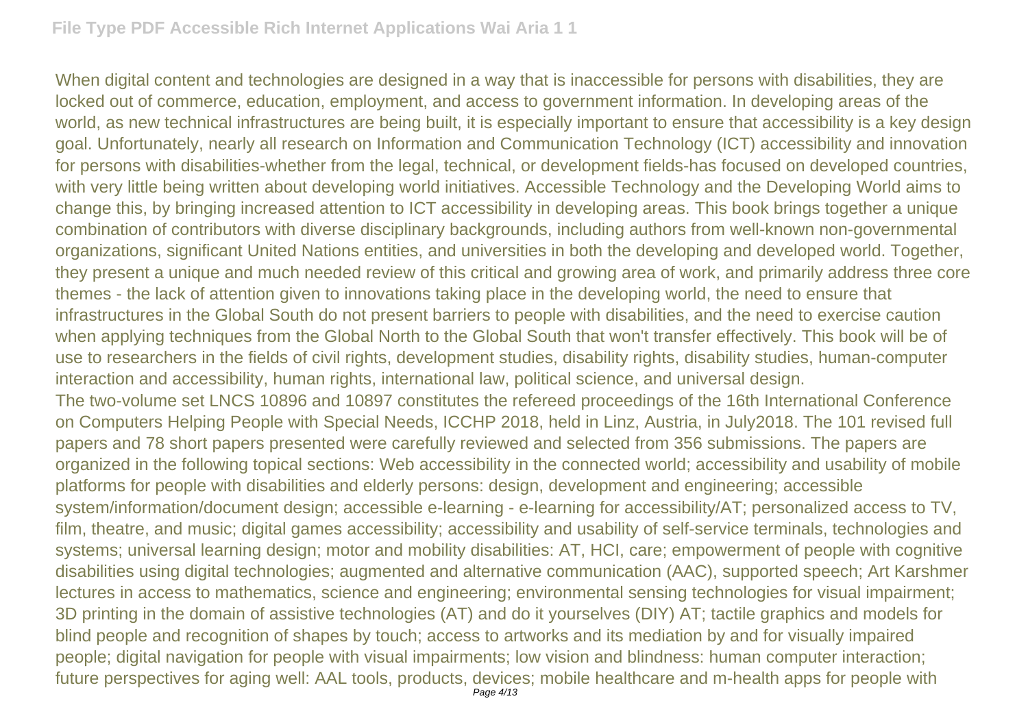When digital content and technologies are designed in a way that is inaccessible for persons with disabilities, they are locked out of commerce, education, employment, and access to government information. In developing areas of the world, as new technical infrastructures are being built, it is especially important to ensure that accessibility is a key design goal. Unfortunately, nearly all research on Information and Communication Technology (ICT) accessibility and innovation for persons with disabilities-whether from the legal, technical, or development fields-has focused on developed countries, with very little being written about developing world initiatives. Accessible Technology and the Developing World aims to change this, by bringing increased attention to ICT accessibility in developing areas. This book brings together a unique combination of contributors with diverse disciplinary backgrounds, including authors from well-known non-governmental organizations, significant United Nations entities, and universities in both the developing and developed world. Together, they present a unique and much needed review of this critical and growing area of work, and primarily address three core themes - the lack of attention given to innovations taking place in the developing world, the need to ensure that infrastructures in the Global South do not present barriers to people with disabilities, and the need to exercise caution when applying techniques from the Global North to the Global South that won't transfer effectively. This book will be of use to researchers in the fields of civil rights, development studies, disability rights, disability studies, human-computer interaction and accessibility, human rights, international law, political science, and universal design.

The two-volume set LNCS 10896 and 10897 constitutes the refereed proceedings of the 16th International Conference on Computers Helping People with Special Needs, ICCHP 2018, held in Linz, Austria, in July2018. The 101 revised full papers and 78 short papers presented were carefully reviewed and selected from 356 submissions. The papers are organized in the following topical sections: Web accessibility in the connected world; accessibility and usability of mobile platforms for people with disabilities and elderly persons: design, development and engineering; accessible system/information/document design; accessible e-learning - e-learning for accessibility/AT; personalized access to TV, film, theatre, and music; digital games accessibility; accessibility and usability of self-service terminals, technologies and systems; universal learning design; motor and mobility disabilities: AT, HCI, care; empowerment of people with cognitive disabilities using digital technologies; augmented and alternative communication (AAC), supported speech; Art Karshmer lectures in access to mathematics, science and engineering; environmental sensing technologies for visual impairment; 3D printing in the domain of assistive technologies (AT) and do it yourselves (DIY) AT; tactile graphics and models for blind people and recognition of shapes by touch; access to artworks and its mediation by and for visually impaired people; digital navigation for people with visual impairments; low vision and blindness: human computer interaction; future perspectives for aging well: AAL tools, products, devices; mobile healthcare and m-health apps for people with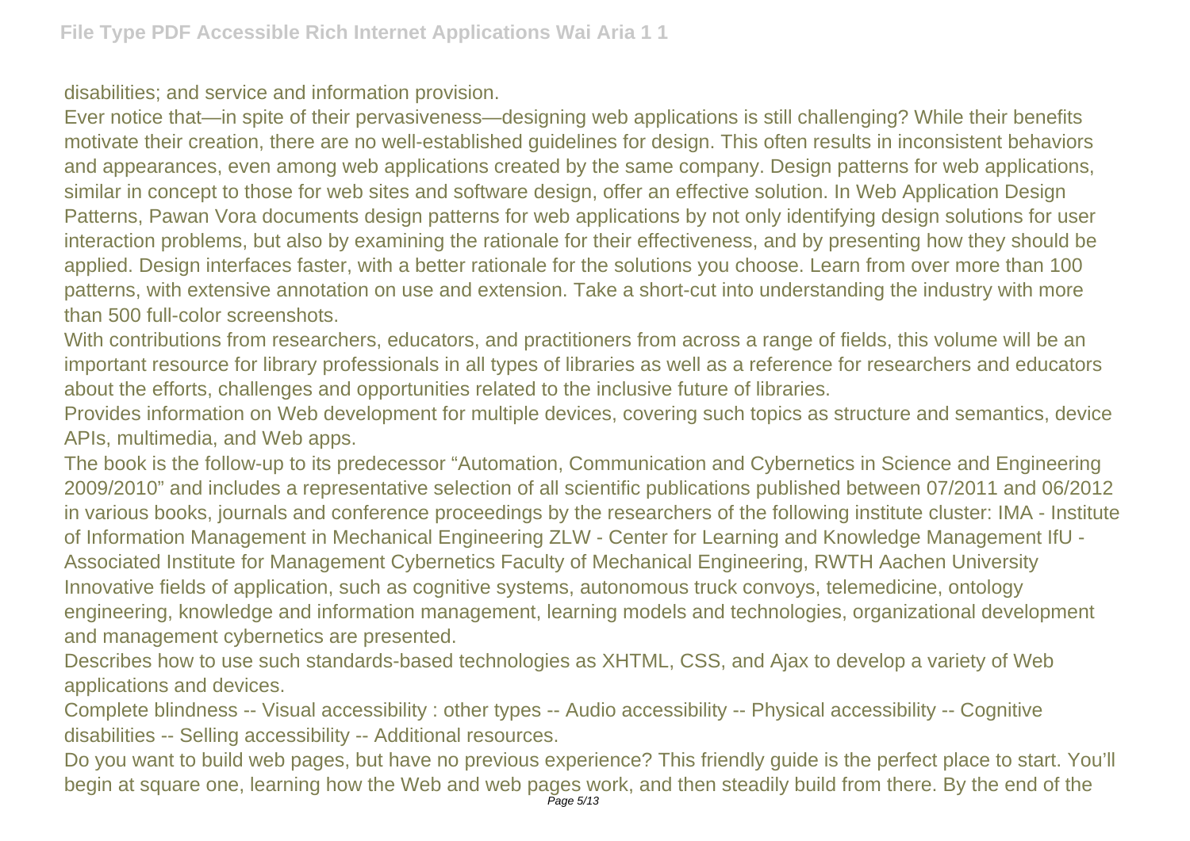disabilities; and service and information provision.

Ever notice that—in spite of their pervasiveness—designing web applications is still challenging? While their benefits motivate their creation, there are no well-established guidelines for design. This often results in inconsistent behaviors and appearances, even among web applications created by the same company. Design patterns for web applications, similar in concept to those for web sites and software design, offer an effective solution. In Web Application Design Patterns, Pawan Vora documents design patterns for web applications by not only identifying design solutions for user interaction problems, but also by examining the rationale for their effectiveness, and by presenting how they should be applied. Design interfaces faster, with a better rationale for the solutions you choose. Learn from over more than 100 patterns, with extensive annotation on use and extension. Take a short-cut into understanding the industry with more than 500 full-color screenshots.

With contributions from researchers, educators, and practitioners from across a range of fields, this volume will be an important resource for library professionals in all types of libraries as well as a reference for researchers and educators about the efforts, challenges and opportunities related to the inclusive future of libraries.

Provides information on Web development for multiple devices, covering such topics as structure and semantics, device APIs, multimedia, and Web apps.

The book is the follow-up to its predecessor "Automation, Communication and Cybernetics in Science and Engineering 2009/2010" and includes a representative selection of all scientific publications published between 07/2011 and 06/2012 in various books, journals and conference proceedings by the researchers of the following institute cluster: IMA - Institute of Information Management in Mechanical Engineering ZLW - Center for Learning and Knowledge Management IfU - Associated Institute for Management Cybernetics Faculty of Mechanical Engineering, RWTH Aachen University Innovative fields of application, such as cognitive systems, autonomous truck convoys, telemedicine, ontology engineering, knowledge and information management, learning models and technologies, organizational development and management cybernetics are presented.

Describes how to use such standards-based technologies as XHTML, CSS, and Ajax to develop a variety of Web applications and devices.

Complete blindness -- Visual accessibility : other types -- Audio accessibility -- Physical accessibility -- Cognitive disabilities -- Selling accessibility -- Additional resources.

Do you want to build web pages, but have no previous experience? This friendly guide is the perfect place to start. You'll begin at square one, learning how the Web and web pages work, and then steadily build from there. By the end of the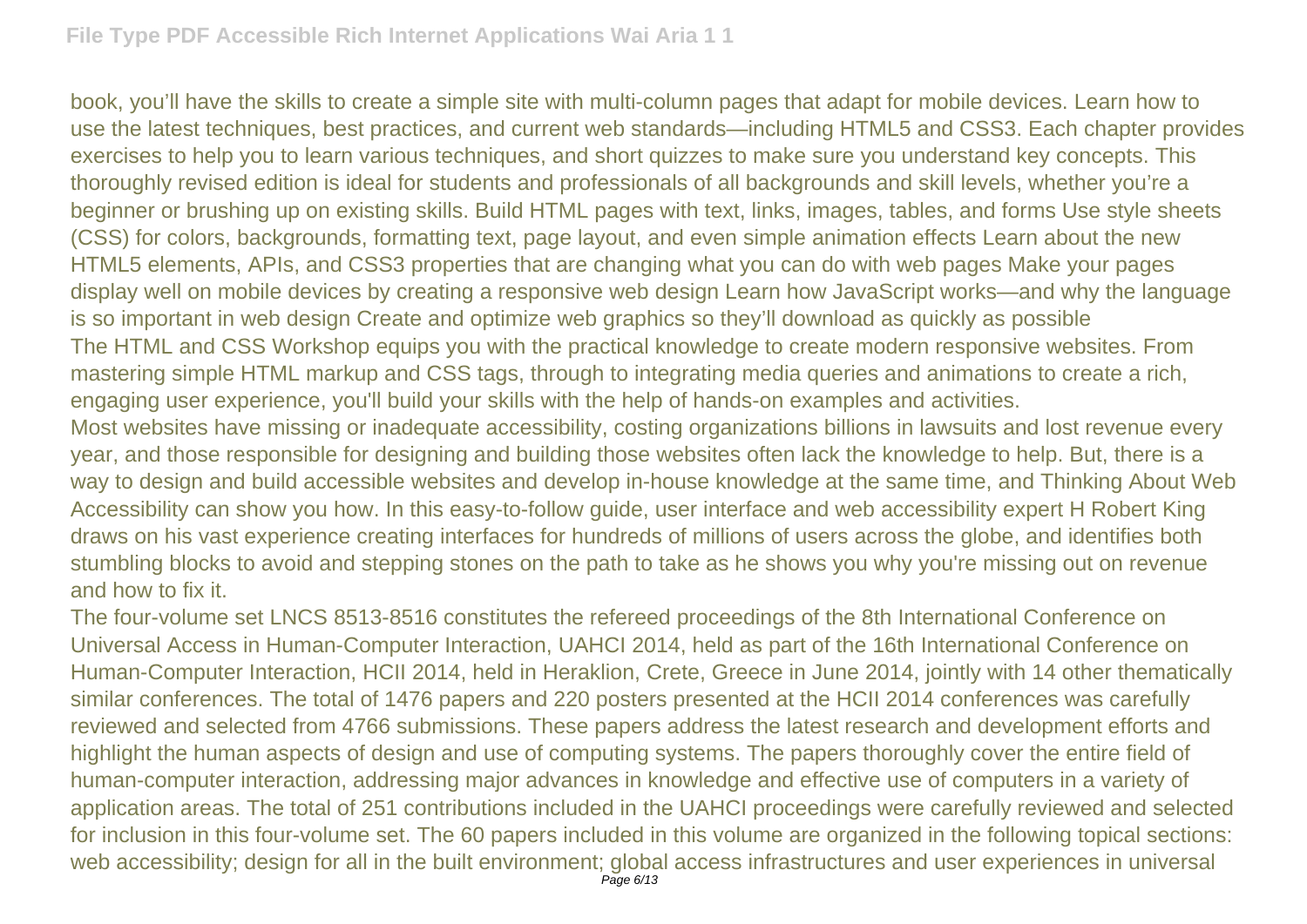book, you'll have the skills to create a simple site with multi-column pages that adapt for mobile devices. Learn how to use the latest techniques, best practices, and current web standards—including HTML5 and CSS3. Each chapter provides exercises to help you to learn various techniques, and short quizzes to make sure you understand key concepts. This thoroughly revised edition is ideal for students and professionals of all backgrounds and skill levels, whether you're a beginner or brushing up on existing skills. Build HTML pages with text, links, images, tables, and forms Use style sheets (CSS) for colors, backgrounds, formatting text, page layout, and even simple animation effects Learn about the new HTML5 elements, APIs, and CSS3 properties that are changing what you can do with web pages Make your pages display well on mobile devices by creating a responsive web design Learn how JavaScript works—and why the language is so important in web design Create and optimize web graphics so they'll download as quickly as possible

The HTML and CSS Workshop equips you with the practical knowledge to create modern responsive websites. From mastering simple HTML markup and CSS tags, through to integrating media queries and animations to create a rich, engaging user experience, you'll build your skills with the help of hands-on examples and activities.

Most websites have missing or inadequate accessibility, costing organizations billions in lawsuits and lost revenue every year, and those responsible for designing and building those websites often lack the knowledge to help. But, there is a way to design and build accessible websites and develop in-house knowledge at the same time, and Thinking About Web Accessibility can show you how. In this easy-to-follow guide, user interface and web accessibility expert H Robert King draws on his vast experience creating interfaces for hundreds of millions of users across the globe, and identifies both stumbling blocks to avoid and stepping stones on the path to take as he shows you why you're missing out on revenue and how to fix it.

The four-volume set LNCS 8513-8516 constitutes the refereed proceedings of the 8th International Conference on Universal Access in Human-Computer Interaction, UAHCI 2014, held as part of the 16th International Conference on Human-Computer Interaction, HCII 2014, held in Heraklion, Crete, Greece in June 2014, jointly with 14 other thematically similar conferences. The total of 1476 papers and 220 posters presented at the HCII 2014 conferences was carefully reviewed and selected from 4766 submissions. These papers address the latest research and development efforts and highlight the human aspects of design and use of computing systems. The papers thoroughly cover the entire field of human-computer interaction, addressing major advances in knowledge and effective use of computers in a variety of application areas. The total of 251 contributions included in the UAHCI proceedings were carefully reviewed and selected for inclusion in this four-volume set. The 60 papers included in this volume are organized in the following topical sections: web accessibility; design for all in the built environment; global access infrastructures and user experiences in universal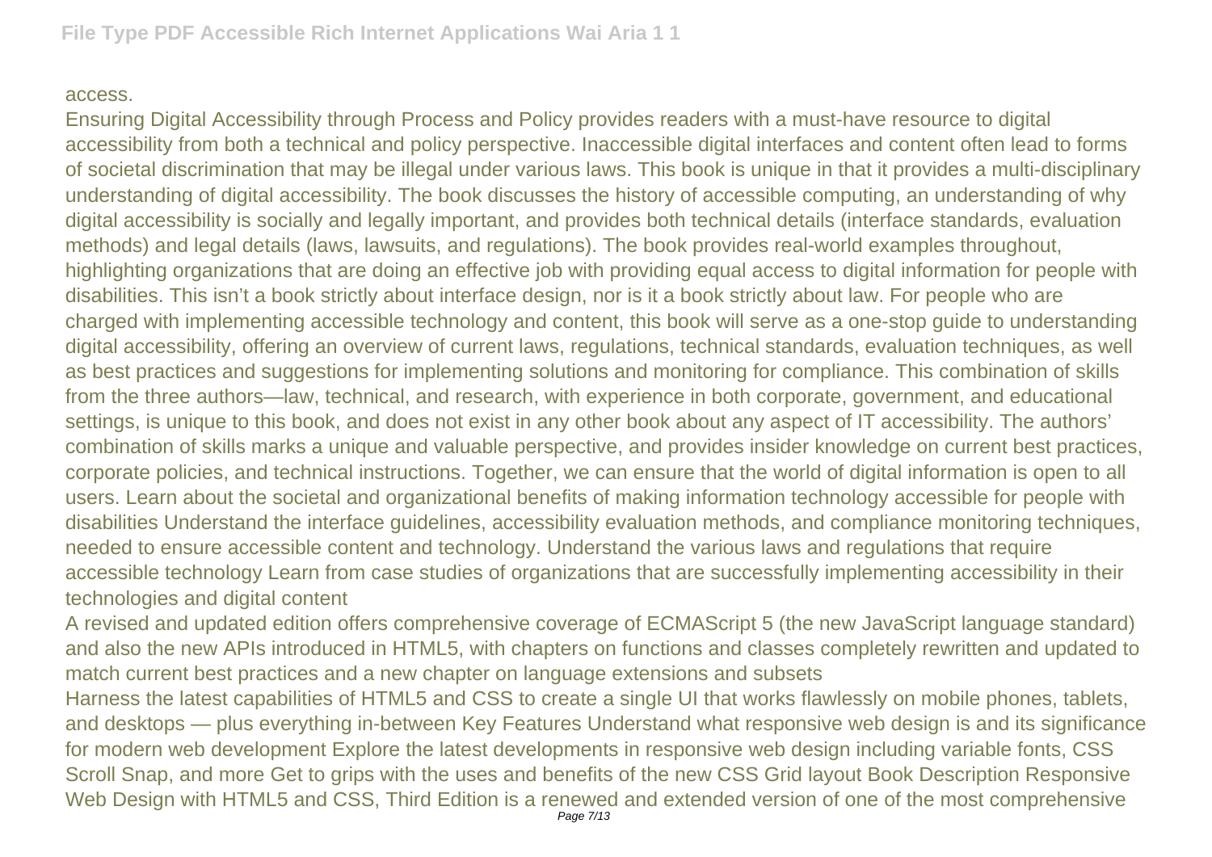access.

Ensuring Digital Accessibility through Process and Policy provides readers with a must-have resource to digital accessibility from both a technical and policy perspective. Inaccessible digital interfaces and content often lead to forms of societal discrimination that may be illegal under various laws. This book is unique in that it provides a multi-disciplinary understanding of digital accessibility. The book discusses the history of accessible computing, an understanding of why digital accessibility is socially and legally important, and provides both technical details (interface standards, evaluation methods) and legal details (laws, lawsuits, and regulations). The book provides real-world examples throughout, highlighting organizations that are doing an effective job with providing equal access to digital information for people with disabilities. This isn't a book strictly about interface design, nor is it a book strictly about law. For people who are charged with implementing accessible technology and content, this book will serve as a one-stop guide to understanding digital accessibility, offering an overview of current laws, regulations, technical standards, evaluation techniques, as well as best practices and suggestions for implementing solutions and monitoring for compliance. This combination of skills from the three authors—law, technical, and research, with experience in both corporate, government, and educational settings, is unique to this book, and does not exist in any other book about any aspect of IT accessibility. The authors' combination of skills marks a unique and valuable perspective, and provides insider knowledge on current best practices, corporate policies, and technical instructions. Together, we can ensure that the world of digital information is open to all users. Learn about the societal and organizational benefits of making information technology accessible for people with disabilities Understand the interface guidelines, accessibility evaluation methods, and compliance monitoring techniques, needed to ensure accessible content and technology. Understand the various laws and regulations that require accessible technology Learn from case studies of organizations that are successfully implementing accessibility in their technologies and digital content

A revised and updated edition offers comprehensive coverage of ECMAScript 5 (the new JavaScript language standard) and also the new APIs introduced in HTML5, with chapters on functions and classes completely rewritten and updated to match current best practices and a new chapter on language extensions and subsets

Harness the latest capabilities of HTML5 and CSS to create a single UI that works flawlessly on mobile phones, tablets, and desktops — plus everything in-between Key Features Understand what responsive web design is and its significance for modern web development Explore the latest developments in responsive web design including variable fonts, CSS Scroll Snap, and more Get to grips with the uses and benefits of the new CSS Grid layout Book Description Responsive Web Design with HTML5 and CSS, Third Edition is a renewed and extended version of one of the most comprehensive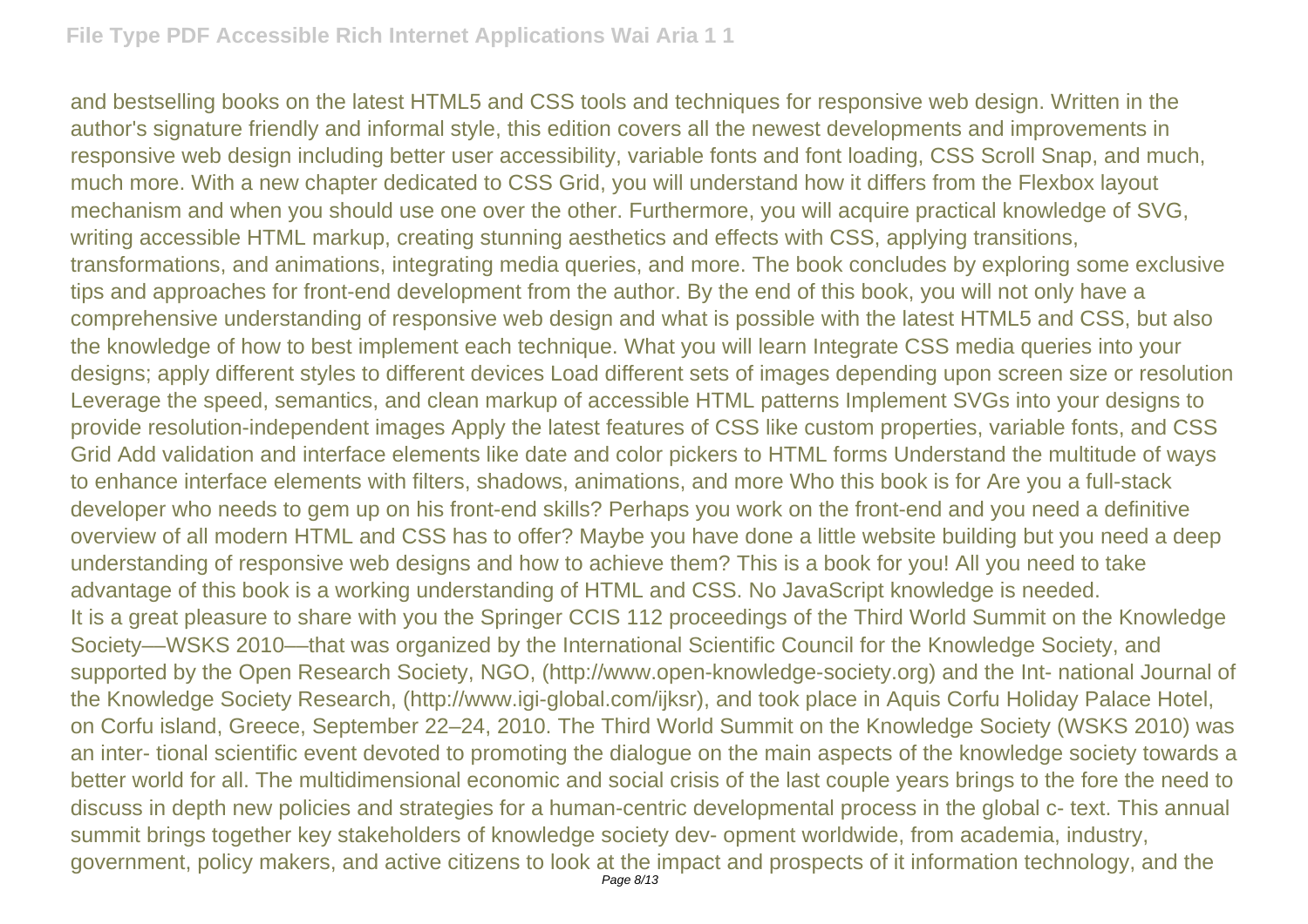and bestselling books on the latest HTML5 and CSS tools and techniques for responsive web design. Written in the author's signature friendly and informal style, this edition covers all the newest developments and improvements in responsive web design including better user accessibility, variable fonts and font loading, CSS Scroll Snap, and much, much more. With a new chapter dedicated to CSS Grid, you will understand how it differs from the Flexbox layout mechanism and when you should use one over the other. Furthermore, you will acquire practical knowledge of SVG, writing accessible HTML markup, creating stunning aesthetics and effects with CSS, applying transitions, transformations, and animations, integrating media queries, and more. The book concludes by exploring some exclusive tips and approaches for front-end development from the author. By the end of this book, you will not only have a comprehensive understanding of responsive web design and what is possible with the latest HTML5 and CSS, but also the knowledge of how to best implement each technique. What you will learn Integrate CSS media queries into your designs; apply different styles to different devices Load different sets of images depending upon screen size or resolution Leverage the speed, semantics, and clean markup of accessible HTML patterns Implement SVGs into your designs to provide resolution-independent images Apply the latest features of CSS like custom properties, variable fonts, and CSS Grid Add validation and interface elements like date and color pickers to HTML forms Understand the multitude of ways to enhance interface elements with filters, shadows, animations, and more Who this book is for Are you a full-stack developer who needs to gem up on his front-end skills? Perhaps you work on the front-end and you need a definitive overview of all modern HTML and CSS has to offer? Maybe you have done a little website building but you need a deep understanding of responsive web designs and how to achieve them? This is a book for you! All you need to take advantage of this book is a working understanding of HTML and CSS. No JavaScript knowledge is needed.

It is a great pleasure to share with you the Springer CCIS 112 proceedings of the Third World Summit on the Knowledge Society—WSKS 2010—that was organized by the International Scientific Council for the Knowledge Society, and supported by the Open Research Society, NGO, (http://www.open-knowledge-society.org) and the Int- national Journal of the Knowledge Society Research, (http://www.igi-global.com/ijksr), and took place in Aquis Corfu Holiday Palace Hotel, on Corfu island, Greece, September 22–24, 2010. The Third World Summit on the Knowledge Society (WSKS 2010) was an inter- tional scientific event devoted to promoting the dialogue on the main aspects of the knowledge society towards a better world for all. The multidimensional economic and social crisis of the last couple years brings to the fore the need to discuss in depth new policies and strategies for a human-centric developmental process in the global c- text. This annual summit brings together key stakeholders of knowledge society dev- opment worldwide, from academia, industry, government, policy makers, and active citizens to look at the impact and prospects of it information technology, and the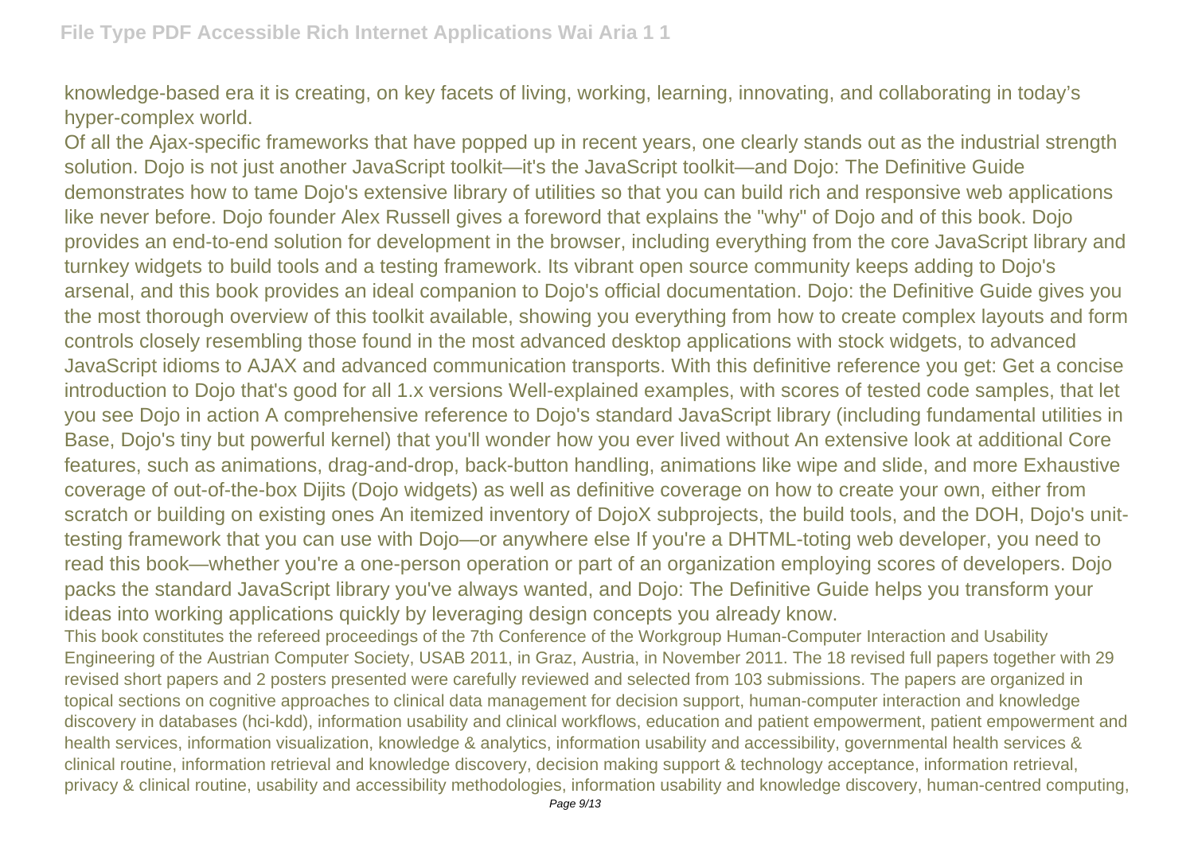knowledge-based era it is creating, on key facets of living, working, learning, innovating, and collaborating in today's hyper-complex world.

Of all the Ajax-specific frameworks that have popped up in recent years, one clearly stands out as the industrial strength solution. Dojo is not just another JavaScript toolkit—it's the JavaScript toolkit—and Dojo: The Definitive Guide demonstrates how to tame Dojo's extensive library of utilities so that you can build rich and responsive web applications like never before. Dojo founder Alex Russell gives a foreword that explains the "why" of Dojo and of this book. Dojo provides an end-to-end solution for development in the browser, including everything from the core JavaScript library and turnkey widgets to build tools and a testing framework. Its vibrant open source community keeps adding to Dojo's arsenal, and this book provides an ideal companion to Dojo's official documentation. Dojo: the Definitive Guide gives you the most thorough overview of this toolkit available, showing you everything from how to create complex layouts and form controls closely resembling those found in the most advanced desktop applications with stock widgets, to advanced JavaScript idioms to AJAX and advanced communication transports. With this definitive reference you get: Get a concise introduction to Dojo that's good for all 1.x versions Well-explained examples, with scores of tested code samples, that let you see Dojo in action A comprehensive reference to Dojo's standard JavaScript library (including fundamental utilities in Base, Dojo's tiny but powerful kernel) that you'll wonder how you ever lived without An extensive look at additional Core features, such as animations, drag-and-drop, back-button handling, animations like wipe and slide, and more Exhaustive coverage of out-of-the-box Dijits (Dojo widgets) as well as definitive coverage on how to create your own, either from scratch or building on existing ones An itemized inventory of DojoX subprojects, the build tools, and the DOH, Dojo's unit-testing framework that you can use with Dojo—or anywhere else If you're a DHTML-toting web developer, you need to read this book—whether you're a one-person operation or part of an organization employing scores of developers. Dojo packs the standard JavaScript library you've always wanted, and Dojo: The Definitive Guide helps you transform your ideas into working applications quickly by leveraging design concepts you already know.

This book constitutes the refereed proceedings of the 7th Conference of the Workgroup Human-Computer Interaction and Usability Engineering of the Austrian Computer Society, USAB 2011, in Graz, Austria, in November 2011. The 18 revised full papers together with 29 revised short papers and 2 posters presented were carefully reviewed and selected from 103 submissions. The papers are organized in topical sections on cognitive approaches to clinical data management for decision support, human-computer interaction and knowledge discovery in databases (hci-kdd), information usability and clinical workflows, education and patient empowerment, patient empowerment and health services, information visualization, knowledge & analytics, information usability and accessibility, governmental health services & clinical routine, information retrieval and knowledge discovery, decision making support & technology acceptance, information retrieval, privacy & clinical routine, usability and accessibility methodologies, information usability and knowledge discovery, human-centred computing,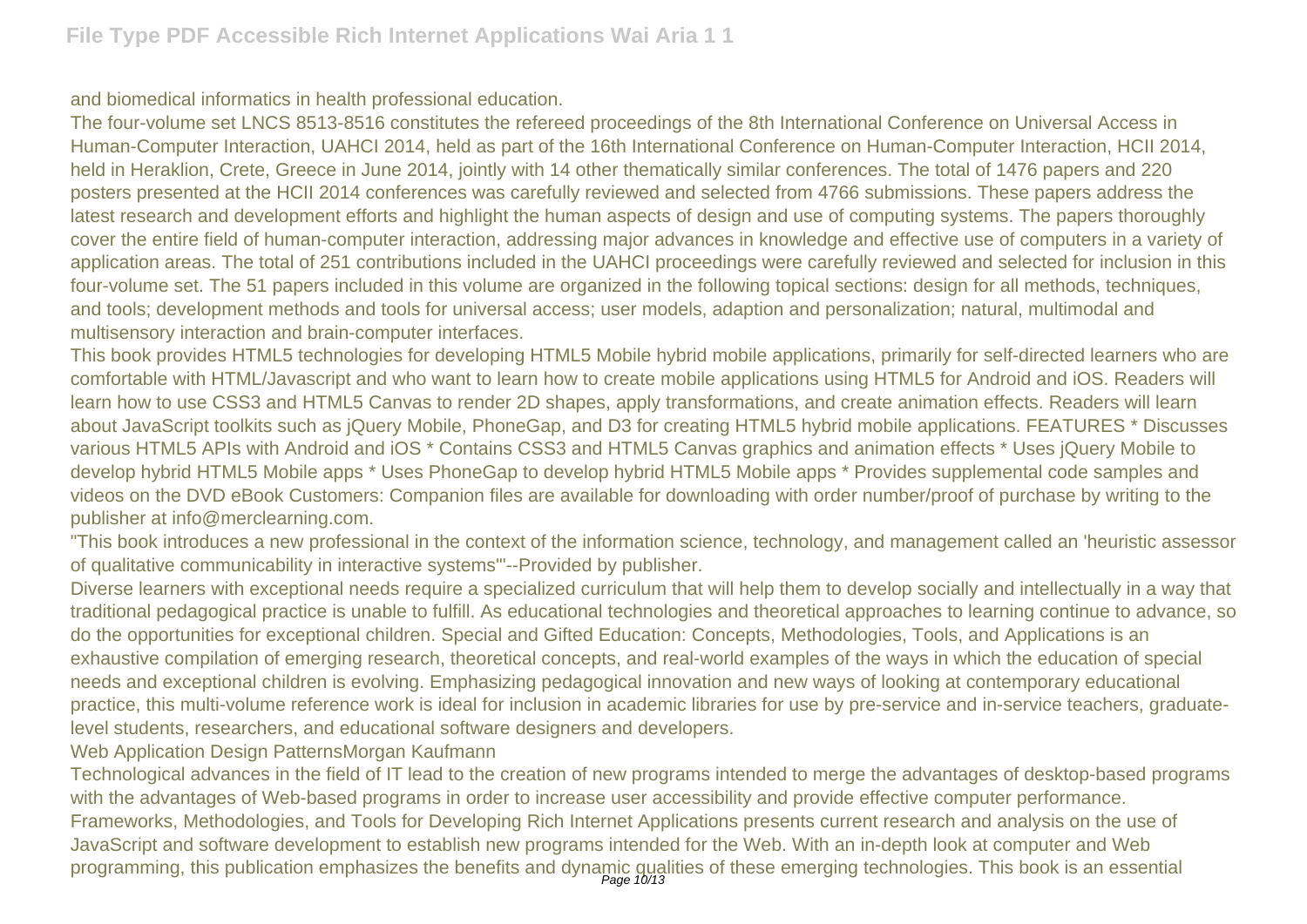and biomedical informatics in health professional education.

The four-volume set LNCS 8513-8516 constitutes the refereed proceedings of the 8th International Conference on Universal Access in Human-Computer Interaction, UAHCI 2014, held as part of the 16th International Conference on Human-Computer Interaction, HCII 2014, held in Heraklion, Crete, Greece in June 2014, jointly with 14 other thematically similar conferences. The total of 1476 papers and 220 posters presented at the HCII 2014 conferences was carefully reviewed and selected from 4766 submissions. These papers address the latest research and development efforts and highlight the human aspects of design and use of computing systems. The papers thoroughly cover the entire field of human-computer interaction, addressing major advances in knowledge and effective use of computers in a variety of application areas. The total of 251 contributions included in the UAHCI proceedings were carefully reviewed and selected for inclusion in this four-volume set. The 51 papers included in this volume are organized in the following topical sections: design for all methods, techniques, and tools; development methods and tools for universal access; user models, adaption and personalization; natural, multimodal and multisensory interaction and brain-computer interfaces.

This book provides HTML5 technologies for developing HTML5 Mobile hybrid mobile applications, primarily for self-directed learners who are comfortable with HTML/Javascript and who want to learn how to create mobile applications using HTML5 for Android and iOS. Readers will learn how to use CSS3 and HTML5 Canvas to render 2D shapes, apply transformations, and create animation effects. Readers will learn about JavaScript toolkits such as jQuery Mobile, PhoneGap, and D3 for creating HTML5 hybrid mobile applications. FEATURES * Discusses various HTML5 APIs with Android and iOS * Contains CSS3 and HTML5 Canvas graphics and animation effects * Uses jQuery Mobile to develop hybrid HTML5 Mobile apps * Uses PhoneGap to develop hybrid HTML5 Mobile apps * Provides supplemental code samples and videos on the DVD eBook Customers: Companion files are available for downloading with order number/proof of purchase by writing to the publisher at info@merclearning.com.

"This book introduces a new professional in the context of the information science, technology, and management called an 'heuristic assessor of qualitative communicability in interactive systems'"--Provided by publisher.

Diverse learners with exceptional needs require a specialized curriculum that will help them to develop socially and intellectually in a way that traditional pedagogical practice is unable to fulfill. As educational technologies and theoretical approaches to learning continue to advance, so do the opportunities for exceptional children. Special and Gifted Education: Concepts, Methodologies, Tools, and Applications is an exhaustive compilation of emerging research, theoretical concepts, and real-world examples of the ways in which the education of special needs and exceptional children is evolving. Emphasizing pedagogical innovation and new ways of looking at contemporary educational practice, this multi-volume reference work is ideal for inclusion in academic libraries for use by pre-service and in-service teachers, graduate-level students, researchers, and educational software designers and developers.

Web Application Design PatternsMorgan Kaufmann

Technological advances in the field of IT lead to the creation of new programs intended to merge the advantages of desktop-based programs with the advantages of Web-based programs in order to increase user accessibility and provide effective computer performance. Frameworks, Methodologies, and Tools for Developing Rich Internet Applications presents current research and analysis on the use of JavaScript and software development to establish new programs intended for the Web. With an in-depth look at computer and Web programming, this publication emphasizes the benefits and dynamic qualities of these emerging technologies. This book is an essential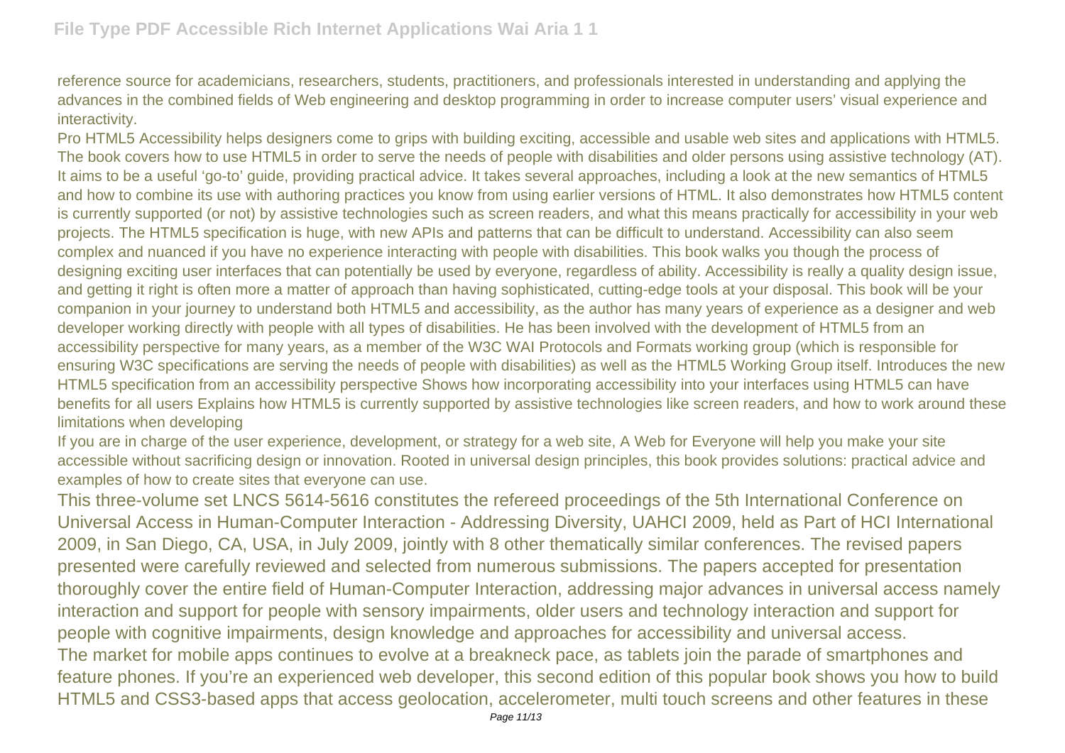reference source for academicians, researchers, students, practitioners, and professionals interested in understanding and applying the advances in the combined fields of Web engineering and desktop programming in order to increase computer users' visual experience and interactivity.

Pro HTML5 Accessibility helps designers come to grips with building exciting, accessible and usable web sites and applications with HTML5. The book covers how to use HTML5 in order to serve the needs of people with disabilities and older persons using assistive technology (AT). It aims to be a useful 'go-to' guide, providing practical advice. It takes several approaches, including a look at the new semantics of HTML5 and how to combine its use with authoring practices you know from using earlier versions of HTML. It also demonstrates how HTML5 content is currently supported (or not) by assistive technologies such as screen readers, and what this means practically for accessibility in your web projects. The HTML5 specification is huge, with new APIs and patterns that can be difficult to understand. Accessibility can also seem complex and nuanced if you have no experience interacting with people with disabilities. This book walks you though the process of designing exciting user interfaces that can potentially be used by everyone, regardless of ability. Accessibility is really a quality design issue, and getting it right is often more a matter of approach than having sophisticated, cutting-edge tools at your disposal. This book will be your companion in your journey to understand both HTML5 and accessibility, as the author has many years of experience as a designer and web developer working directly with people with all types of disabilities. He has been involved with the development of HTML5 from an accessibility perspective for many years, as a member of the W3C WAI Protocols and Formats working group (which is responsible for ensuring W3C specifications are serving the needs of people with disabilities) as well as the HTML5 Working Group itself. Introduces the new HTML5 specification from an accessibility perspective Shows how incorporating accessibility into your interfaces using HTML5 can have benefits for all users Explains how HTML5 is currently supported by assistive technologies like screen readers, and how to work around these limitations when developing

If you are in charge of the user experience, development, or strategy for a web site, A Web for Everyone will help you make your site accessible without sacrificing design or innovation. Rooted in universal design principles, this book provides solutions: practical advice and examples of how to create sites that everyone can use.

This three-volume set LNCS 5614-5616 constitutes the refereed proceedings of the 5th International Conference on Universal Access in Human-Computer Interaction - Addressing Diversity, UAHCI 2009, held as Part of HCI International 2009, in San Diego, CA, USA, in July 2009, jointly with 8 other thematically similar conferences. The revised papers presented were carefully reviewed and selected from numerous submissions. The papers accepted for presentation thoroughly cover the entire field of Human-Computer Interaction, addressing major advances in universal access namely interaction and support for people with sensory impairments, older users and technology interaction and support for people with cognitive impairments, design knowledge and approaches for accessibility and universal access.

The market for mobile apps continues to evolve at a breakneck pace, as tablets join the parade of smartphones and feature phones. If you're an experienced web developer, this second edition of this popular book shows you how to build HTML5 and CSS3-based apps that access geolocation, accelerometer, multi touch screens and other features in these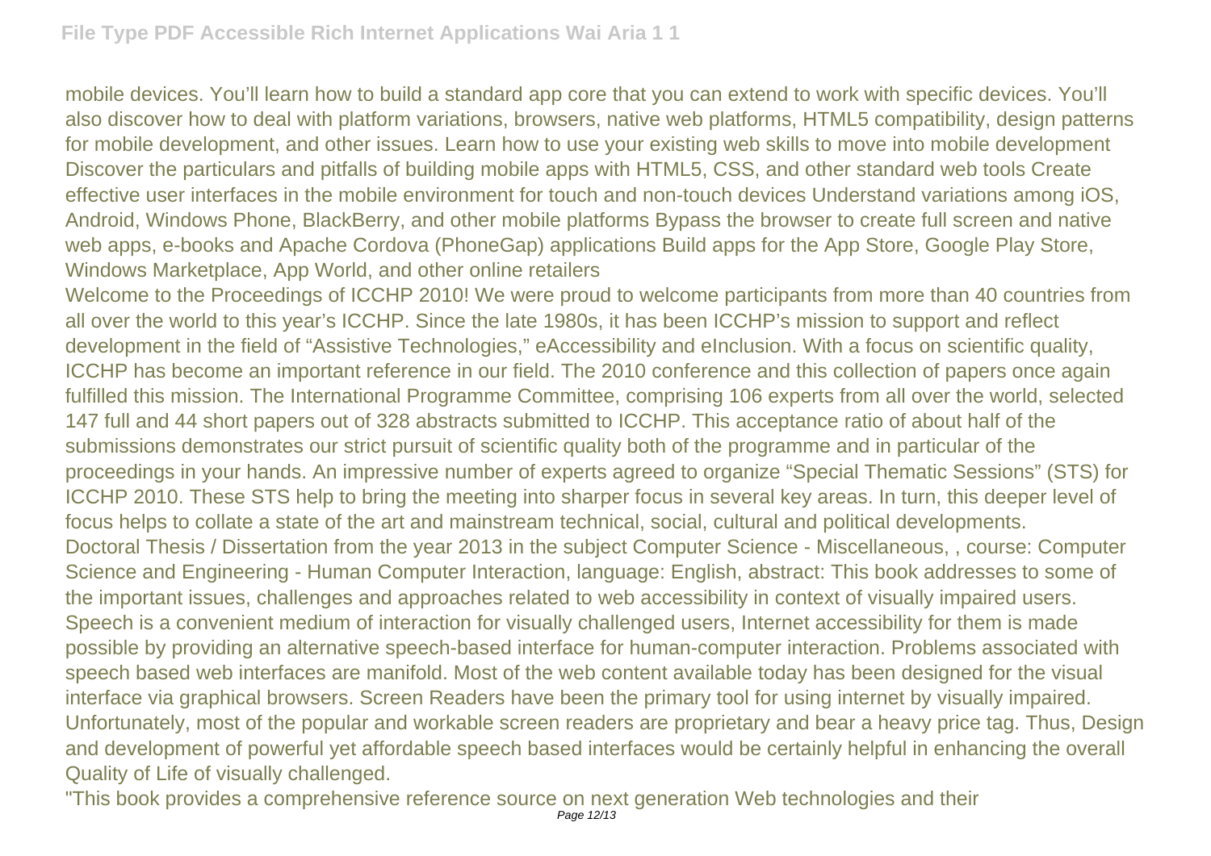mobile devices. You'll learn how to build a standard app core that you can extend to work with specific devices. You'll also discover how to deal with platform variations, browsers, native web platforms, HTML5 compatibility, design patterns for mobile development, and other issues. Learn how to use your existing web skills to move into mobile development Discover the particulars and pitfalls of building mobile apps with HTML5, CSS, and other standard web tools Create effective user interfaces in the mobile environment for touch and non-touch devices Understand variations among iOS, Android, Windows Phone, BlackBerry, and other mobile platforms Bypass the browser to create full screen and native web apps, e-books and Apache Cordova (PhoneGap) applications Build apps for the App Store, Google Play Store, Windows Marketplace, App World, and other online retailers

Welcome to the Proceedings of ICCHP 2010! We were proud to welcome participants from more than 40 countries from all over the world to this year's ICCHP. Since the late 1980s, it has been ICCHP's mission to support and reflect development in the field of "Assistive Technologies," eAccessibility and eInclusion. With a focus on scientific quality, ICCHP has become an important reference in our field. The 2010 conference and this collection of papers once again fulfilled this mission. The International Programme Committee, comprising 106 experts from all over the world, selected 147 full and 44 short papers out of 328 abstracts submitted to ICCHP. This acceptance ratio of about half of the submissions demonstrates our strict pursuit of scientific quality both of the programme and in particular of the proceedings in your hands. An impressive number of experts agreed to organize "Special Thematic Sessions" (STS) for ICCHP 2010. These STS help to bring the meeting into sharper focus in several key areas. In turn, this deeper level of focus helps to collate a state of the art and mainstream technical, social, cultural and political developments.

Doctoral Thesis / Dissertation from the year 2013 in the subject Computer Science - Miscellaneous, , course: Computer Science and Engineering - Human Computer Interaction, language: English, abstract: This book addresses to some of the important issues, challenges and approaches related to web accessibility in context of visually impaired users. Speech is a convenient medium of interaction for visually challenged users, Internet accessibility for them is made possible by providing an alternative speech-based interface for human-computer interaction. Problems associated with speech based web interfaces are manifold. Most of the web content available today has been designed for the visual interface via graphical browsers. Screen Readers have been the primary tool for using internet by visually impaired. Unfortunately, most of the popular and workable screen readers are proprietary and bear a heavy price tag. Thus, Design and development of powerful yet affordable speech based interfaces would be certainly helpful in enhancing the overall Quality of Life of visually challenged.

"This book provides a comprehensive reference source on next generation Web technologies and their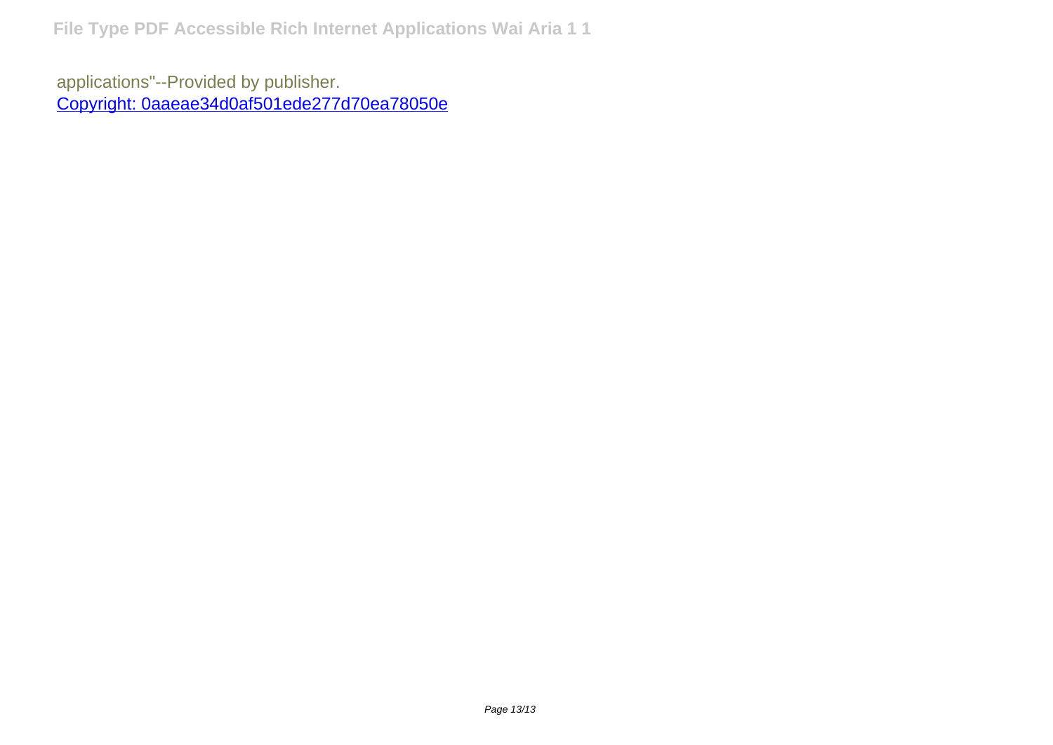applications"--Provided by publisher.
[Copyright: 0aaeae34d0af501ede277d70ea78050e]